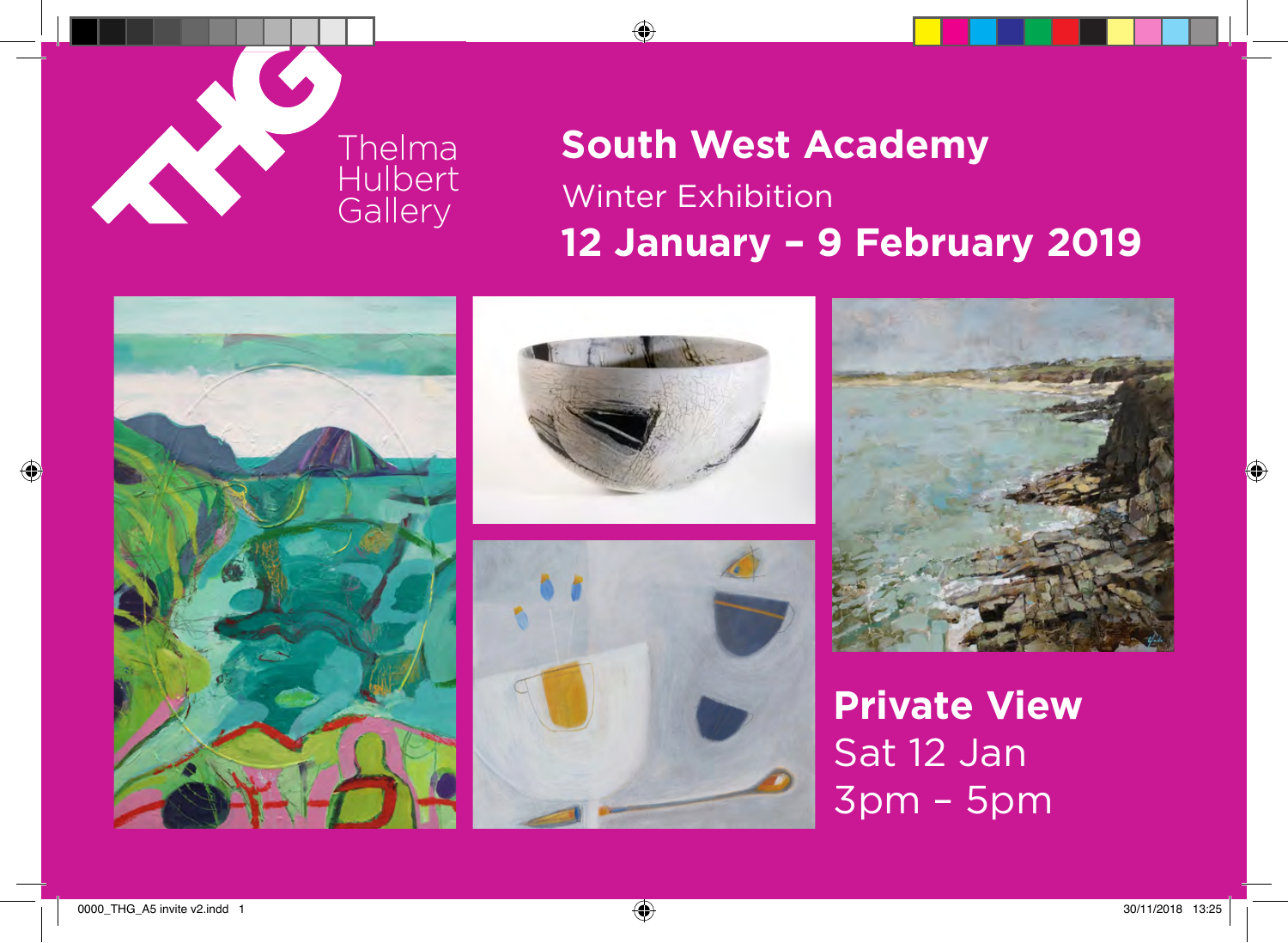Thelma Hulbert Gallery

# South West Academy

Winter Exhibition

## 12 January – 9 February 2019

**Private View**

Sat 12 Jan

3pm – 5pm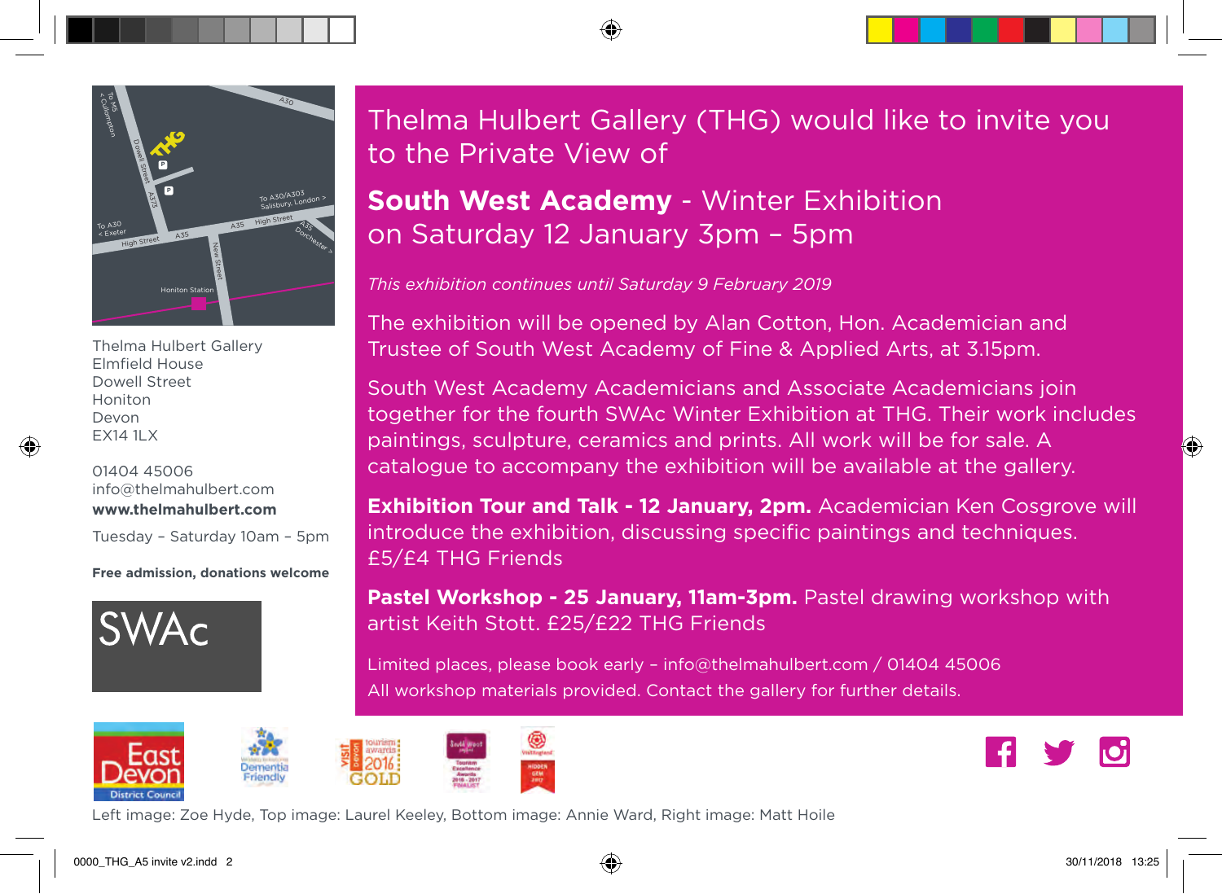Thelma Hulbert Gallery (THG) would like to invite you to the Private View of

## **South West Academy** - Winter Exhibition on Saturday 12 January 3pm – 5pm

*This exhibition continues until Saturday 9 February 2019*

The exhibition will be opened by Alan Cotton, Hon. Academician and Trustee of South West Academy of Fine & Applied Arts, at 3.15pm.

South West Academy Academicians and Associate Academicians join together for the fourth SWAc Winter Exhibition at THG. Their work includes paintings, sculpture, ceramics and prints. All work will be for sale. A catalogue to accompany the exhibition will be available at the gallery.

**Exhibition Tour and Talk - 12 January, 2pm.** Academician Ken Cosgrove will introduce the exhibition, discussing specific paintings and techniques. £5/£4 THG Friends

**Pastel Workshop - 25 January, 11am-3pm.** Pastel drawing workshop with artist Keith Stott. £25/£22 THG Friends

Limited places, please book early – info@thelmahulbert.com / 01404 45006
All workshop materials provided. Contact the gallery for further details.

Thelma Hulbert Gallery
Elmfield House
Dowell Street
Honiton
Devon
EX14 1LX

01404 45006
info@thelmahulbert.com
**www.thelmahulbert.com**

Tuesday – Saturday 10am – 5pm

**Free admission, donations welcome**

SWAc

Left image: Zoe Hyde, Top image: Laurel Keeley, Bottom image: Annie Ward, Right image: Matt Hoile